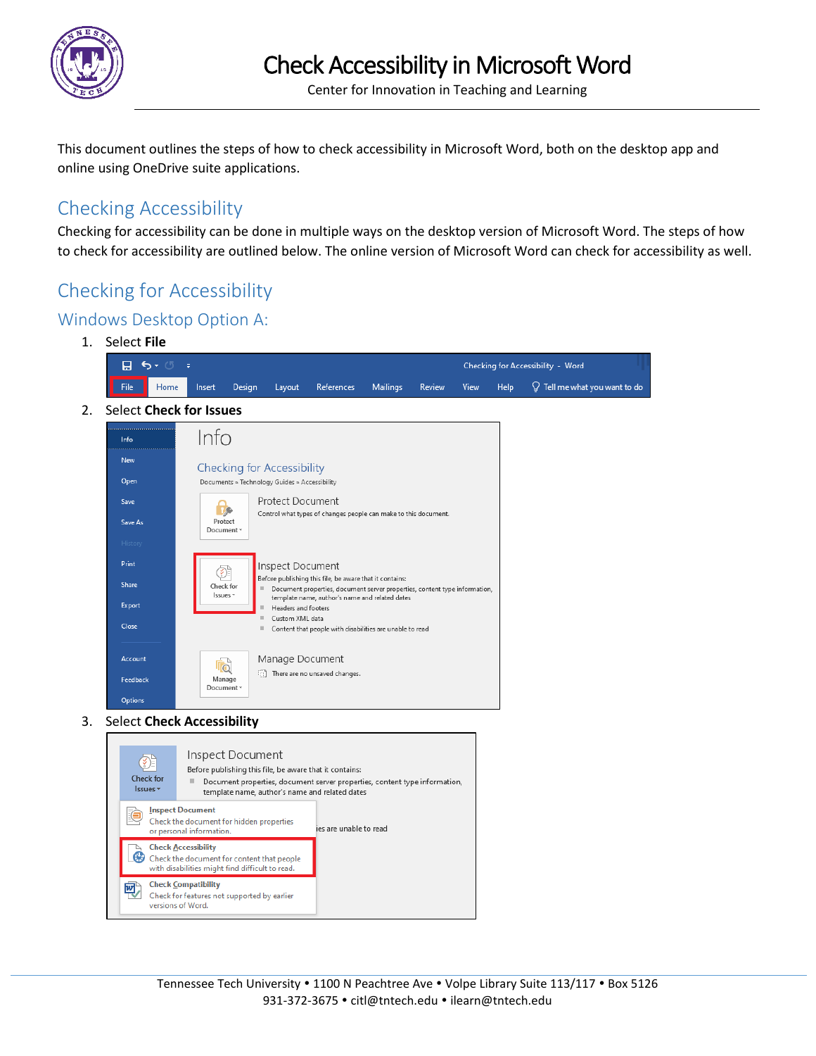# Check Accessibility in Microsoft Word

Center for Innovation in Teaching and Learning

This document outlines the steps of how to check accessibility in Microsoft Word, both on the desktop app and online using OneDrive suite applications.

## Checking Accessibility

Checking for accessibility can be done in multiple ways on the desktop version of Microsoft Word. The steps of how to check for accessibility are outlined below. The online version of Microsoft Word can check for accessibility as well.

## Checking for Accessibility

### Windows Desktop Option A:

1. Select **File**
2. Select **Check for Issues**
3. Select **Check Accessibility**

Tennessee Tech University • 1100 N Peachtree Ave • Volpe Library Suite 113/117 • Box 5126
931-372-3675 • citl@tntech.edu • ilearn@tntech.edu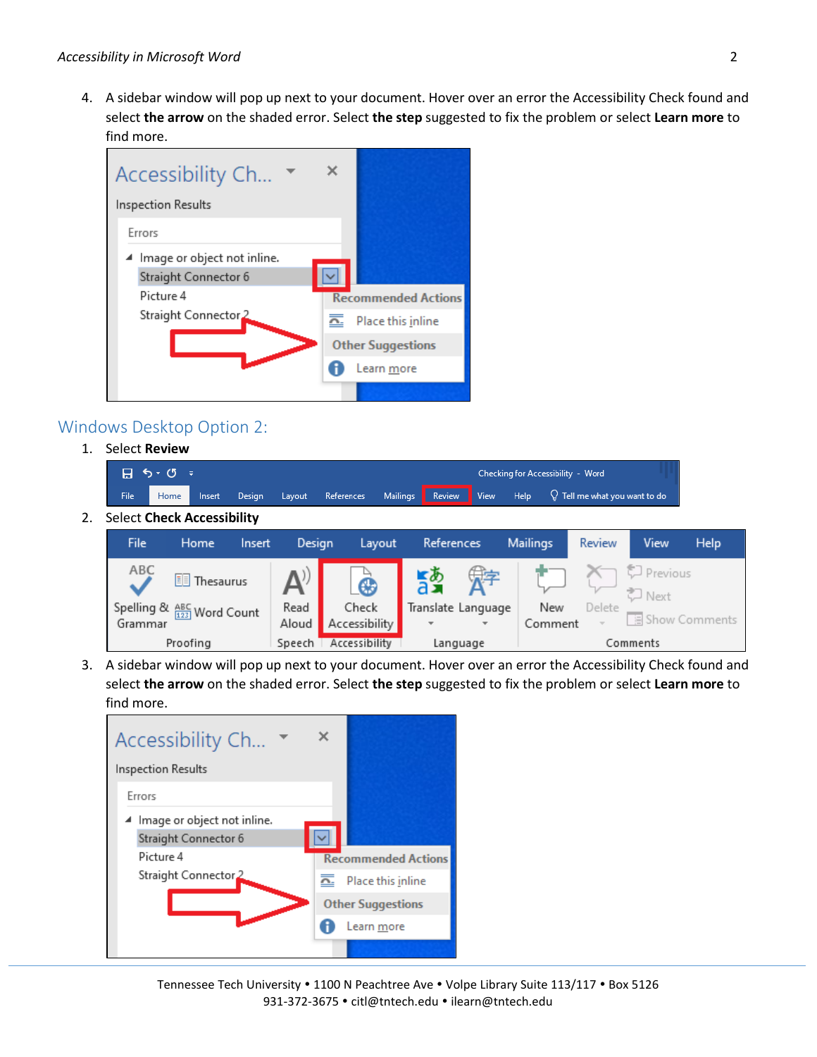4. A sidebar window will pop up next to your document. Hover over an error the Accessibility Check found and select **the arrow** on the shaded error. Select **the step** suggested to fix the problem or select **Learn more** to find more.

## Windows Desktop Option 2:

1. Select **Review**
2. Select **Check Accessibility**
3. A sidebar window will pop up next to your document. Hover over an error the Accessibility Check found and select **the arrow** on the shaded error. Select **the step** suggested to fix the problem or select **Learn more** to find more.

Tennessee Tech University • 1100 N Peachtree Ave • Volpe Library Suite 113/117 • Box 5126
931-372-3675 • citl@tntech.edu • ilearn@tntech.edu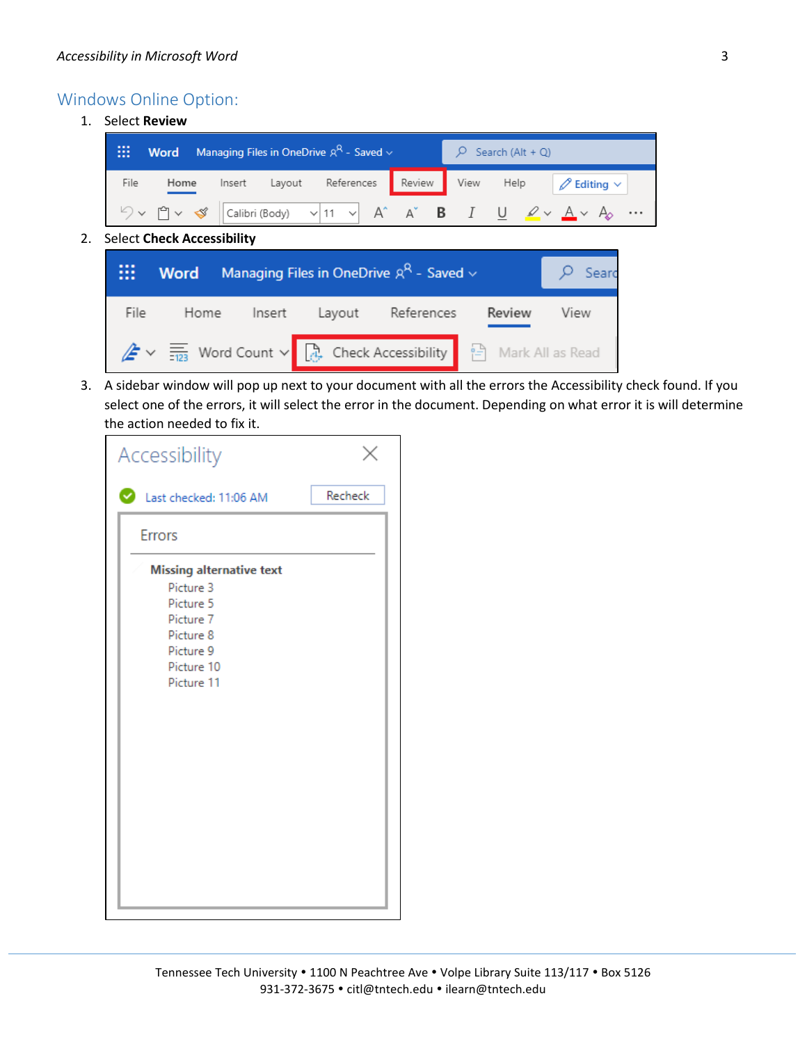## Windows Online Option:

1. Select **Review**
2. Select **Check Accessibility**
3. A sidebar window will pop up next to your document with all the errors the Accessibility check found. If you select one of the errors, it will select the error in the document. Depending on what error it is will determine the action needed to fix it.

Tennessee Tech University • 1100 N Peachtree Ave • Volpe Library Suite 113/117 • Box 5126
931-372-3675 • citl@tntech.edu • ilearn@tntech.edu